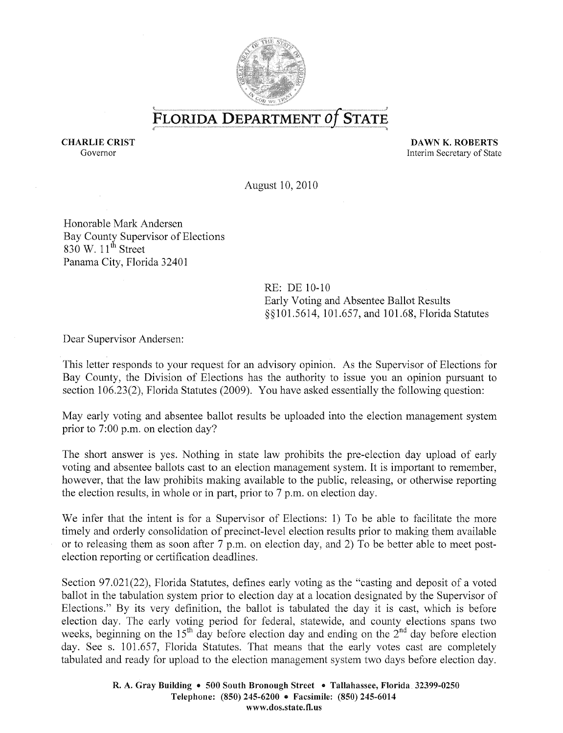# FLORIDA DEPARTMENT of STATE

**CHARLIE CRIST**
Governor

**DAWN K. ROBERTS**
Interim Secretary of State

August 10, 2010

Honorable Mark Andersen
Bay County Supervisor of Elections
830 W. 11th Street
Panama City, Florida 32401

RE: DE 10-10
Early Voting and Absentee Ballot Results
§§101.5614, 101.657, and 101.68, Florida Statutes

Dear Supervisor Andersen:

This letter responds to your request for an advisory opinion. As the Supervisor of Elections for Bay County, the Division of Elections has the authority to issue you an opinion pursuant to section 106.23(2), Florida Statutes (2009). You have asked essentially the following question:

May early voting and absentee ballot results be uploaded into the election management system prior to 7:00 p.m. on election day?

The short answer is yes. Nothing in state law prohibits the pre-election day upload of early voting and absentee ballots cast to an election management system. It is important to remember, however, that the law prohibits making available to the public, releasing, or otherwise reporting the election results, in whole or in part, prior to 7 p.m. on election day.

We infer that the intent is for a Supervisor of Elections: 1) To be able to facilitate the more timely and orderly consolidation of precinct-level election results prior to making them available or to releasing them as soon after 7 p.m. on election day, and 2) To be better able to meet post-election reporting or certification deadlines.

Section 97.021(22), Florida Statutes, defines early voting as the "casting and deposit of a voted ballot in the tabulation system prior to election day at a location designated by the Supervisor of Elections." By its very definition, the ballot is tabulated the day it is cast, which is before election day. The early voting period for federal, statewide, and county elections spans two weeks, beginning on the 15th day before election day and ending on the 2nd day before election day. See s. 101.657, Florida Statutes. That means that the early votes cast are completely tabulated and ready for upload to the election management system two days before election day.

**R. A. Gray Building • 500 South Bronough Street • Tallahassee, Florida 32399-0250**
**Telephone: (850) 245-6200 • Facsimile: (850) 245-6014**
**www.dos.state.fl.us**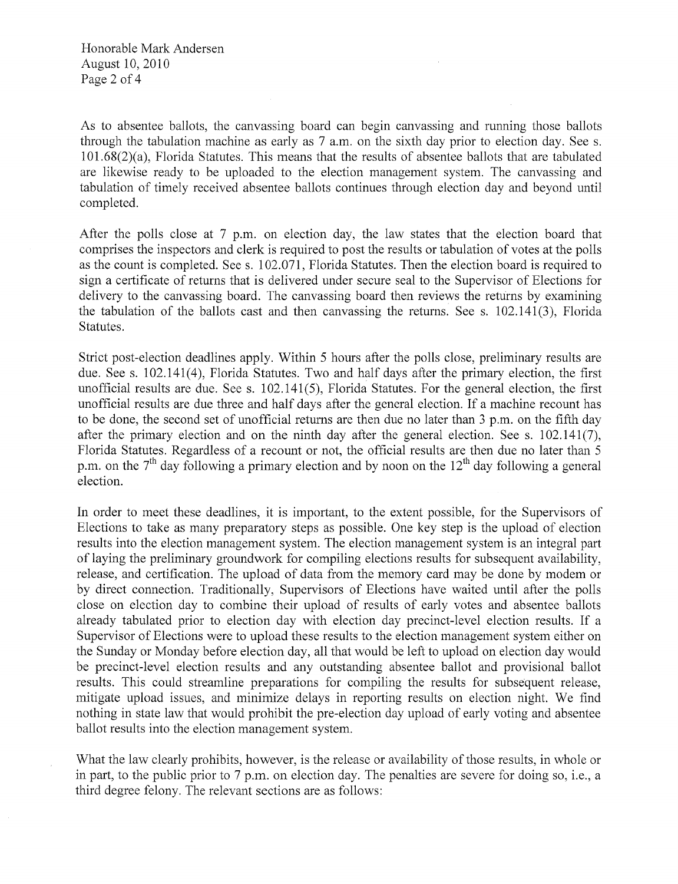As to absentee ballots, the canvassing board can begin canvassing and running those ballots through the tabulation machine as early as 7 a.m. on the sixth day prior to election day. See s. 101.68(2)(a), Florida Statutes. This means that the results of absentee ballots that are tabulated are likewise ready to be uploaded to the election management system. The canvassing and tabulation of timely received absentee ballots continues through election day and beyond until completed.

After the polls close at 7 p.m. on election day, the law states that the election board that comprises the inspectors and clerk is required to post the results or tabulation of votes at the polls as the count is completed. See s. 102.071, Florida Statutes. Then the election board is required to sign a certificate of returns that is delivered under secure seal to the Supervisor of Elections for delivery to the canvassing board. The canvassing board then reviews the returns by examining the tabulation of the ballots cast and then canvassing the returns. See s. 102.141(3), Florida Statutes.

Strict post-election deadlines apply. Within 5 hours after the polls close, preliminary results are due. See s. 102.141(4), Florida Statutes. Two and half days after the primary election, the first unofficial results are due. See s. 102.141(5), Florida Statutes. For the general election, the first unofficial results are due three and half days after the general election. If a machine recount has to be done, the second set of unofficial returns are then due no later than 3 p.m. on the fifth day after the primary election and on the ninth day after the general election. See s. 102.141(7), Florida Statutes. Regardless of a recount or not, the official results are then due no later than 5 p.m. on the 7th day following a primary election and by noon on the 12th day following a general election.

In order to meet these deadlines, it is important, to the extent possible, for the Supervisors of Elections to take as many preparatory steps as possible. One key step is the upload of election results into the election management system. The election management system is an integral part of laying the preliminary groundwork for compiling elections results for subsequent availability, release, and certification. The upload of data from the memory card may be done by modem or by direct connection. Traditionally, Supervisors of Elections have waited until after the polls close on election day to combine their upload of results of early votes and absentee ballots already tabulated prior to election day with election day precinct-level election results. If a Supervisor of Elections were to upload these results to the election management system either on the Sunday or Monday before election day, all that would be left to upload on election day would be precinct-level election results and any outstanding absentee ballot and provisional ballot results. This could streamline preparations for compiling the results for subsequent release, mitigate upload issues, and minimize delays in reporting results on election night. We find nothing in state law that would prohibit the pre-election day upload of early voting and absentee ballot results into the election management system.

What the law clearly prohibits, however, is the release or availability of those results, in whole or in part, to the public prior to 7 p.m. on election day. The penalties are severe for doing so, i.e., a third degree felony. The relevant sections are as follows: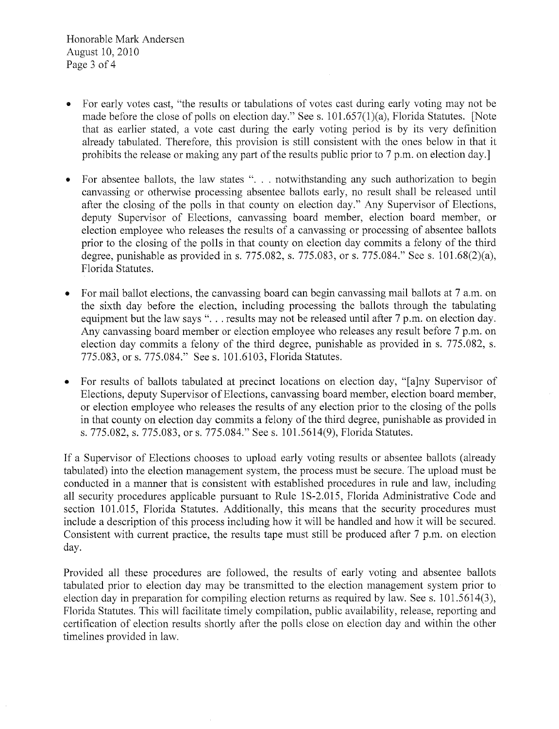- For early votes cast, "the results or tabulations of votes cast during early voting may not be made before the close of polls on election day." See s. 101.657(1)(a), Florida Statutes. [Note that as earlier stated, a vote cast during the early voting period is by its very definition already tabulated. Therefore, this provision is still consistent with the ones below in that it prohibits the release or making any part of the results public prior to 7 p.m. on election day.]

- For absentee ballots, the law states ". . . notwithstanding any such authorization to begin canvassing or otherwise processing absentee ballots early, no result shall be released until after the closing of the polls in that county on election day." Any Supervisor of Elections, deputy Supervisor of Elections, canvassing board member, election board member, or election employee who releases the results of a canvassing or processing of absentee ballots prior to the closing of the polls in that county on election day commits a felony of the third degree, punishable as provided in s. 775.082, s. 775.083, or s. 775.084." See s. 101.68(2)(a), Florida Statutes.

- For mail ballot elections, the canvassing board can begin canvassing mail ballots at 7 a.m. on the sixth day before the election, including processing the ballots through the tabulating equipment but the law says ". . . results may not be released until after 7 p.m. on election day. Any canvassing board member or election employee who releases any result before 7 p.m. on election day commits a felony of the third degree, punishable as provided in s. 775.082, s. 775.083, or s. 775.084." See s. 101.6103, Florida Statutes.

- For results of ballots tabulated at precinct locations on election day, "[a]ny Supervisor of Elections, deputy Supervisor of Elections, canvassing board member, election board member, or election employee who releases the results of any election prior to the closing of the polls in that county on election day commits a felony of the third degree, punishable as provided in s. 775.082, s. 775.083, or s. 775.084." See s. 101.5614(9), Florida Statutes.

If a Supervisor of Elections chooses to upload early voting results or absentee ballots (already tabulated) into the election management system, the process must be secure. The upload must be conducted in a manner that is consistent with established procedures in rule and law, including all security procedures applicable pursuant to Rule 1S-2.015, Florida Administrative Code and section 101.015, Florida Statutes. Additionally, this means that the security procedures must include a description of this process including how it will be handled and how it will be secured. Consistent with current practice, the results tape must still be produced after 7 p.m. on election day.

Provided all these procedures are followed, the results of early voting and absentee ballots tabulated prior to election day may be transmitted to the election management system prior to election day in preparation for compiling election returns as required by law. See s. 101.5614(3), Florida Statutes. This will facilitate timely compilation, public availability, release, reporting and certification of election results shortly after the polls close on election day and within the other timelines provided in law.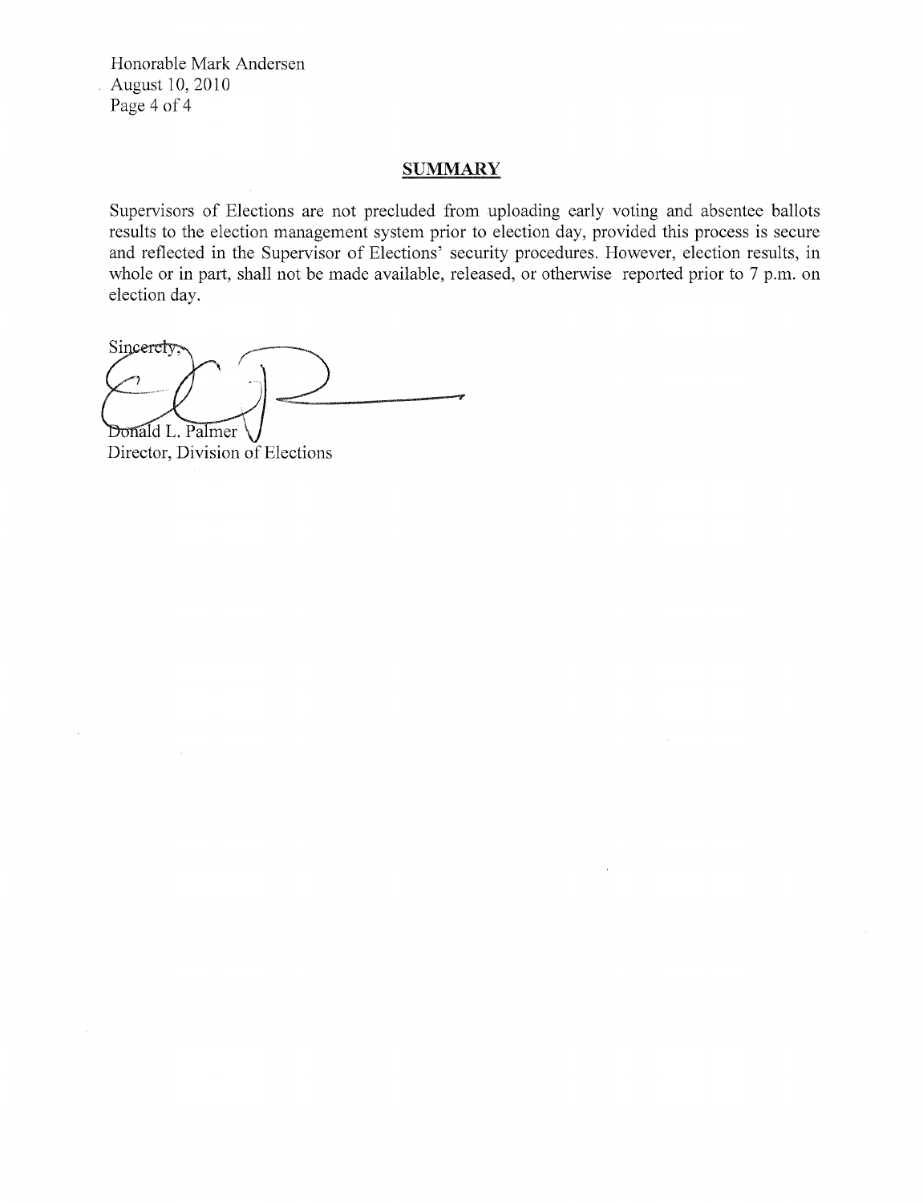## SUMMARY

Supervisors of Elections are not precluded from uploading early voting and absentee ballots results to the election management system prior to election day, provided this process is secure and reflected in the Supervisor of Elections' security procedures. However, election results, in whole or in part, shall not be made available, released, or otherwise reported prior to 7 p.m. on election day.

Sincerely,

Donald L. Palmer
Director, Division of Elections